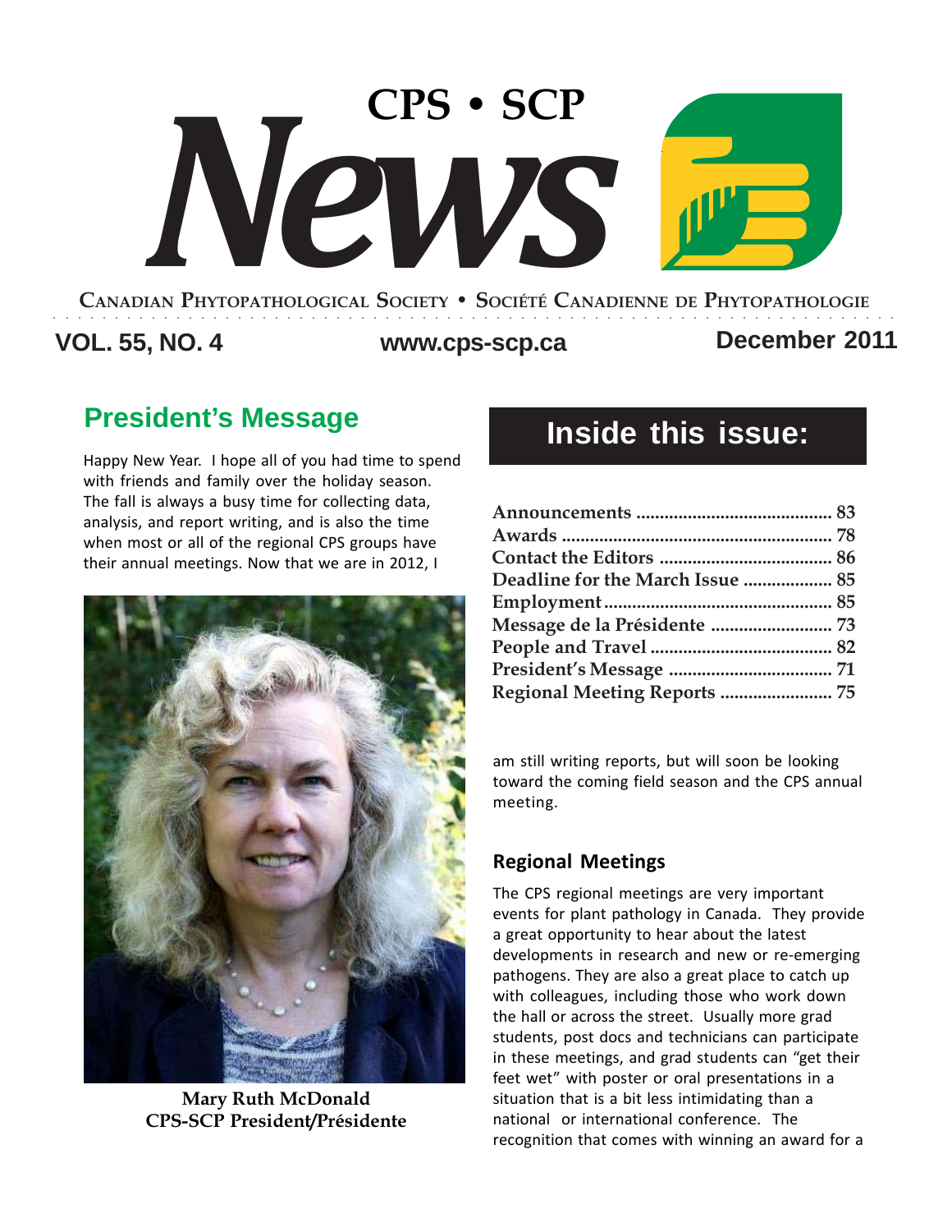# CPS • SCP News

CANADIAN PHYTOPATHOLOGICAL SOCIETY • SOCIÉTÉ CANADIENNE DE PHYTOPATHOLOGIE

**VOL. 55, NO. 4** | **www.cps-scp.ca** | **December 2011**

## Inside this issue:

| | |
|---|---|
| Announcements | 83 |
| Awards | 78 |
| Contact the Editors | 86 |
| Deadline for the March Issue | 85 |
| Employment | 85 |
| Message de la Présidente | 73 |
| People and Travel | 82 |
| President's Message | 71 |
| Regional Meeting Reports | 75 |

## President's Message

Happy New Year. I hope all of you had time to spend with friends and family over the holiday season. The fall is always a busy time for collecting data, analysis, and report writing, and is also the time when most or all of the regional CPS groups have their annual meetings. Now that we are in 2012, I am still writing reports, but will soon be looking toward the coming field season and the CPS annual meeting.

**Mary Ruth McDonald**
**CPS-SCP President/Présidente**

### Regional Meetings

The CPS regional meetings are very important events for plant pathology in Canada. They provide a great opportunity to hear about the latest developments in research and new or re-emerging pathogens. They are also a great place to catch up with colleagues, including those who work down the hall or across the street. Usually more grad students, post docs and technicians can participate in these meetings, and grad students can "get their feet wet" with poster or oral presentations in a situation that is a bit less intimidating than a national or international conference. The recognition that comes with winning an award for a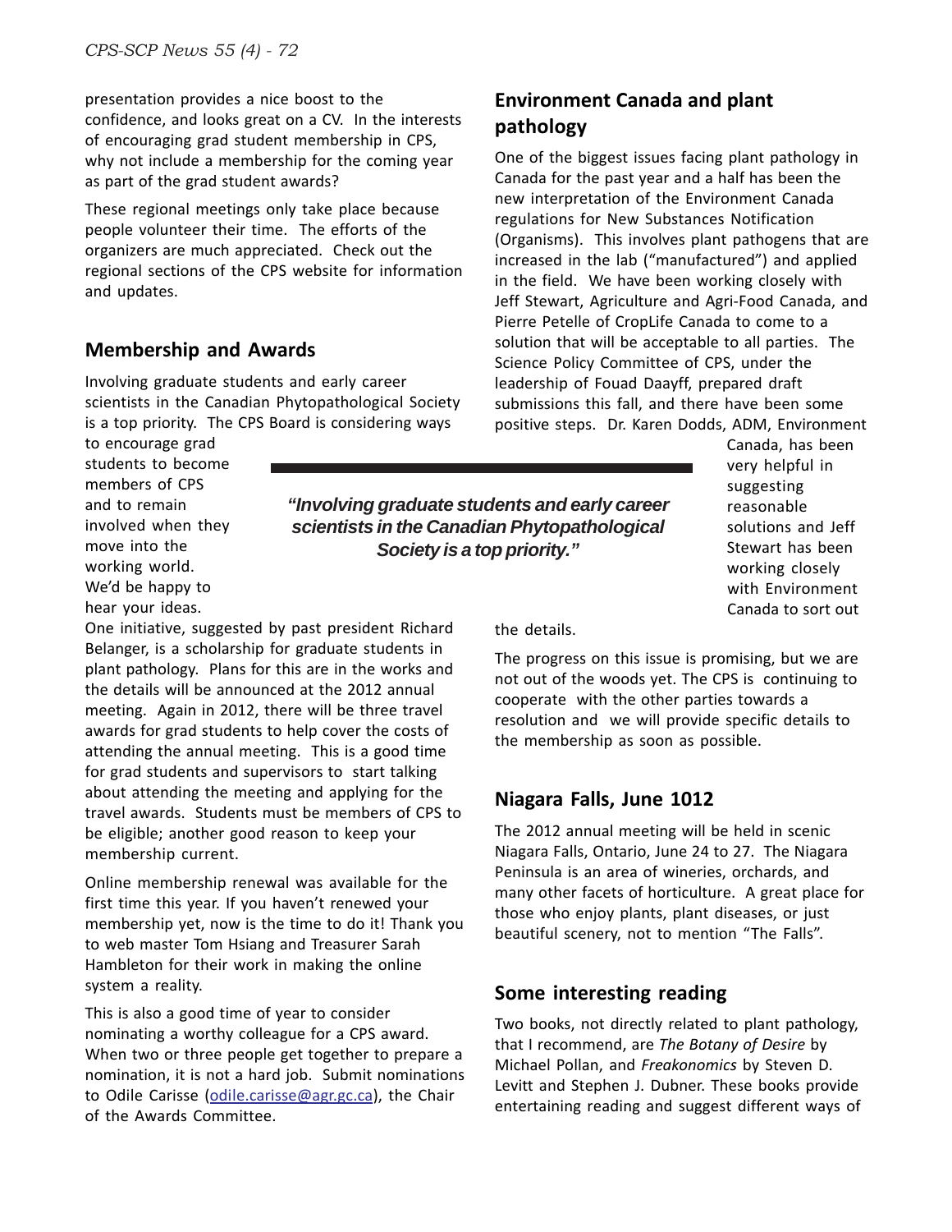presentation provides a nice boost to the confidence, and looks great on a CV. In the interests of encouraging grad student membership in CPS, why not include a membership for the coming year as part of the grad student awards?

These regional meetings only take place because people volunteer their time. The efforts of the organizers are much appreciated. Check out the regional sections of the CPS website for information and updates.

## Membership and Awards

Involving graduate students and early career scientists in the Canadian Phytopathological Society is a top priority. The CPS Board is considering ways to encourage grad students to become members of CPS and to remain involved when they move into the working world. We'd be happy to hear your ideas.

> ***"Involving graduate students and early career scientists in the Canadian Phytopathological Society is a top priority."***

One initiative, suggested by past president Richard Belanger, is a scholarship for graduate students in plant pathology. Plans for this are in the works and the details will be announced at the 2012 annual meeting. Again in 2012, there will be three travel awards for grad students to help cover the costs of attending the annual meeting. This is a good time for grad students and supervisors to start talking about attending the meeting and applying for the travel awards. Students must be members of CPS to be eligible; another good reason to keep your membership current.

Online membership renewal was available for the first time this year. If you haven't renewed your membership yet, now is the time to do it! Thank you to web master Tom Hsiang and Treasurer Sarah Hambleton for their work in making the online system a reality.

This is also a good time of year to consider nominating a worthy colleague for a CPS award. When two or three people get together to prepare a nomination, it is not a hard job. Submit nominations to Odile Carisse (odile.carisse@agr.gc.ca), the Chair of the Awards Committee.

## Environment Canada and plant pathology

One of the biggest issues facing plant pathology in Canada for the past year and a half has been the new interpretation of the Environment Canada regulations for New Substances Notification (Organisms). This involves plant pathogens that are increased in the lab ("manufactured") and applied in the field. We have been working closely with Jeff Stewart, Agriculture and Agri-Food Canada, and Pierre Petelle of CropLife Canada to come to a solution that will be acceptable to all parties. The Science Policy Committee of CPS, under the leadership of Fouad Daayff, prepared draft submissions this fall, and there have been some positive steps. Dr. Karen Dodds, ADM, Environment Canada, has been very helpful in suggesting reasonable solutions and Jeff Stewart has been working closely with Environment Canada to sort out the details.

The progress on this issue is promising, but we are not out of the woods yet. The CPS is continuing to cooperate with the other parties towards a resolution and we will provide specific details to the membership as soon as possible.

## Niagara Falls, June 1012

The 2012 annual meeting will be held in scenic Niagara Falls, Ontario, June 24 to 27. The Niagara Peninsula is an area of wineries, orchards, and many other facets of horticulture. A great place for those who enjoy plants, plant diseases, or just beautiful scenery, not to mention "The Falls".

## Some interesting reading

Two books, not directly related to plant pathology, that I recommend, are *The Botany of Desire* by Michael Pollan, and *Freakonomics* by Steven D. Levitt and Stephen J. Dubner. These books provide entertaining reading and suggest different ways of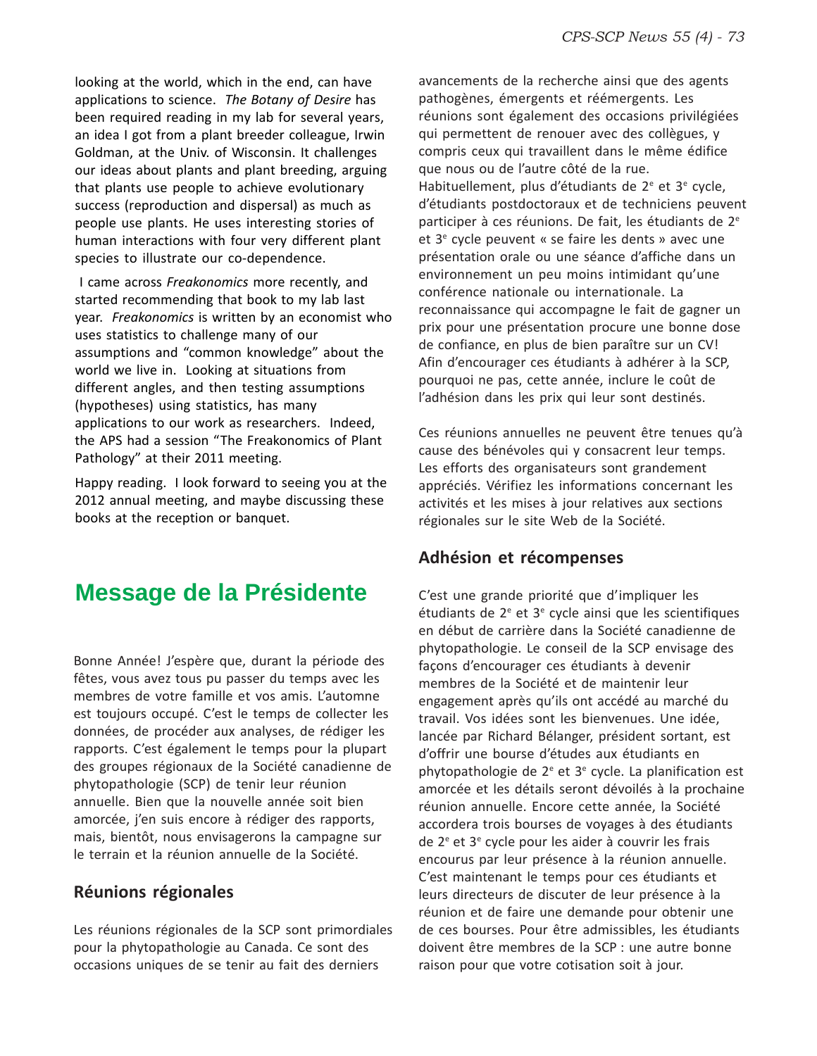looking at the world, which in the end, can have applications to science. *The Botany of Desire* has been required reading in my lab for several years, an idea I got from a plant breeder colleague, Irwin Goldman, at the Univ. of Wisconsin. It challenges our ideas about plants and plant breeding, arguing that plants use people to achieve evolutionary success (reproduction and dispersal) as much as people use plants. He uses interesting stories of human interactions with four very different plant species to illustrate our co-dependence.

I came across *Freakonomics* more recently, and started recommending that book to my lab last year. *Freakonomics* is written by an economist who uses statistics to challenge many of our assumptions and "common knowledge" about the world we live in. Looking at situations from different angles, and then testing assumptions (hypotheses) using statistics, has many applications to our work as researchers. Indeed, the APS had a session "The Freakonomics of Plant Pathology" at their 2011 meeting.

Happy reading. I look forward to seeing you at the 2012 annual meeting, and maybe discussing these books at the reception or banquet.

# Message de la Présidente

Bonne Année! J'espère que, durant la période des fêtes, vous avez tous pu passer du temps avec les membres de votre famille et vos amis. L'automne est toujours occupé. C'est le temps de collecter les données, de procéder aux analyses, de rédiger les rapports. C'est également le temps pour la plupart des groupes régionaux de la Société canadienne de phytopathologie (SCP) de tenir leur réunion annuelle. Bien que la nouvelle année soit bien amorcée, j'en suis encore à rédiger des rapports, mais, bientôt, nous envisagerons la campagne sur le terrain et la réunion annuelle de la Société.

## Réunions régionales

Les réunions régionales de la SCP sont primordiales pour la phytopathologie au Canada. Ce sont des occasions uniques de se tenir au fait des derniers avancements de la recherche ainsi que des agents pathogènes, émergents et réémergents. Les réunions sont également des occasions privilégiées qui permettent de renouer avec des collègues, y compris ceux qui travaillent dans le même édifice que nous ou de l'autre côté de la rue. Habituellement, plus d'étudiants de 2e et 3e cycle, d'étudiants postdoctoraux et de techniciens peuvent participer à ces réunions. De fait, les étudiants de 2e et 3e cycle peuvent « se faire les dents » avec une présentation orale ou une séance d'affiche dans un environnement un peu moins intimidant qu'une conférence nationale ou internationale. La reconnaissance qui accompagne le fait de gagner un prix pour une présentation procure une bonne dose de confiance, en plus de bien paraître sur un CV! Afin d'encourager ces étudiants à adhérer à la SCP, pourquoi ne pas, cette année, inclure le coût de l'adhésion dans les prix qui leur sont destinés.

Ces réunions annuelles ne peuvent être tenues qu'à cause des bénévoles qui y consacrent leur temps. Les efforts des organisateurs sont grandement appréciés. Vérifiez les informations concernant les activités et les mises à jour relatives aux sections régionales sur le site Web de la Société.

## Adhésion et récompenses

C'est une grande priorité que d'impliquer les étudiants de 2e et 3e cycle ainsi que les scientifiques en début de carrière dans la Société canadienne de phytopathologie. Le conseil de la SCP envisage des façons d'encourager ces étudiants à devenir membres de la Société et de maintenir leur engagement après qu'ils ont accédé au marché du travail. Vos idées sont les bienvenues. Une idée, lancée par Richard Bélanger, président sortant, est d'offrir une bourse d'études aux étudiants en phytopathologie de 2e et 3e cycle. La planification est amorcée et les détails seront dévoilés à la prochaine réunion annuelle. Encore cette année, la Société accordera trois bourses de voyages à des étudiants de 2e et 3e cycle pour les aider à couvrir les frais encourus par leur présence à la réunion annuelle. C'est maintenant le temps pour ces étudiants et leurs directeurs de discuter de leur présence à la réunion et de faire une demande pour obtenir une de ces bourses. Pour être admissibles, les étudiants doivent être membres de la SCP : une autre bonne raison pour que votre cotisation soit à jour.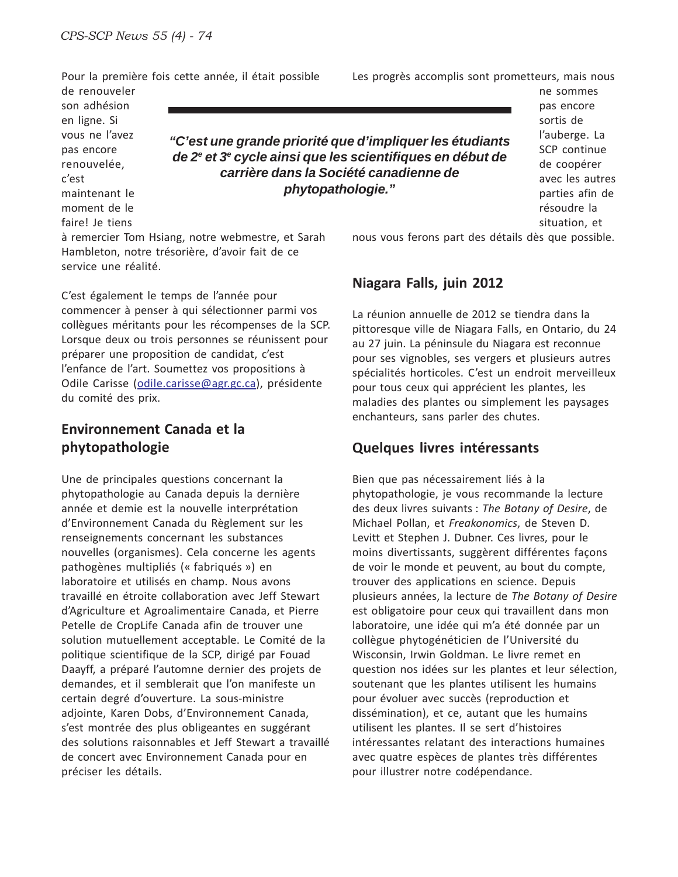Pour la première fois cette année, il était possible de renouveler son adhésion en ligne. Si vous ne l'avez pas encore renouvelée, c'est maintenant le moment de le faire! Je tiens à remercier Tom Hsiang, notre webmestre, et Sarah Hambleton, notre trésorière, d'avoir fait de ce service une réalité.

> ***"C'est une grande priorité que d'impliquer les étudiants de 2e et 3e cycle ainsi que les scientifiques en début de carrière dans la Société canadienne de phytopathologie."***

C'est également le temps de l'année pour commencer à penser à qui sélectionner parmi vos collègues méritants pour les récompenses de la SCP. Lorsque deux ou trois personnes se réunissent pour préparer une proposition de candidat, c'est l'enfance de l'art. Soumettez vos propositions à Odile Carisse (odile.carisse@agr.gc.ca), présidente du comité des prix.

## Environnement Canada et la phytopathologie

Une de principales questions concernant la phytopathologie au Canada depuis la dernière année et demie est la nouvelle interprétation d'Environnement Canada du Règlement sur les renseignements concernant les substances nouvelles (organismes). Cela concerne les agents pathogènes multipliés (« fabriqués ») en laboratoire et utilisés en champ. Nous avons travaillé en étroite collaboration avec Jeff Stewart d'Agriculture et Agroalimentaire Canada, et Pierre Petelle de CropLife Canada afin de trouver une solution mutuellement acceptable. Le Comité de la politique scientifique de la SCP, dirigé par Fouad Daayff, a préparé l'automne dernier des projets de demandes, et il semblerait que l'on manifeste un certain degré d'ouverture. La sous-ministre adjointe, Karen Dobs, d'Environnement Canada, s'est montrée des plus obligeantes en suggérant des solutions raisonnables et Jeff Stewart a travaillé de concert avec Environnement Canada pour en préciser les détails.

Les progrès accomplis sont prometteurs, mais nous ne sommes pas encore sortis de l'auberge. La SCP continue de coopérer avec les autres parties afin de résoudre la situation, et nous vous ferons part des détails dès que possible.

## Niagara Falls, juin 2012

La réunion annuelle de 2012 se tiendra dans la pittoresque ville de Niagara Falls, en Ontario, du 24 au 27 juin. La péninsule du Niagara est reconnue pour ses vignobles, ses vergers et plusieurs autres spécialités horticoles. C'est un endroit merveilleux pour tous ceux qui apprécient les plantes, les maladies des plantes ou simplement les paysages enchanteurs, sans parler des chutes.

## Quelques livres intéressants

Bien que pas nécessairement liés à la phytopathologie, je vous recommande la lecture des deux livres suivants : *The Botany of Desire*, de Michael Pollan, et *Freakonomics*, de Steven D. Levitt et Stephen J. Dubner. Ces livres, pour le moins divertissants, suggèrent différentes façons de voir le monde et peuvent, au bout du compte, trouver des applications en science. Depuis plusieurs années, la lecture de *The Botany of Desire* est obligatoire pour ceux qui travaillent dans mon laboratoire, une idée qui m'a été donnée par un collègue phytogénéticien de l'Université du Wisconsin, Irwin Goldman. Le livre remet en question nos idées sur les plantes et leur sélection, soutenant que les plantes utilisent les humains pour évoluer avec succès (reproduction et dissémination), et ce, autant que les humains utilisent les plantes. Il se sert d'histoires intéressantes relatant des interactions humaines avec quatre espèces de plantes très différentes pour illustrer notre codépendance.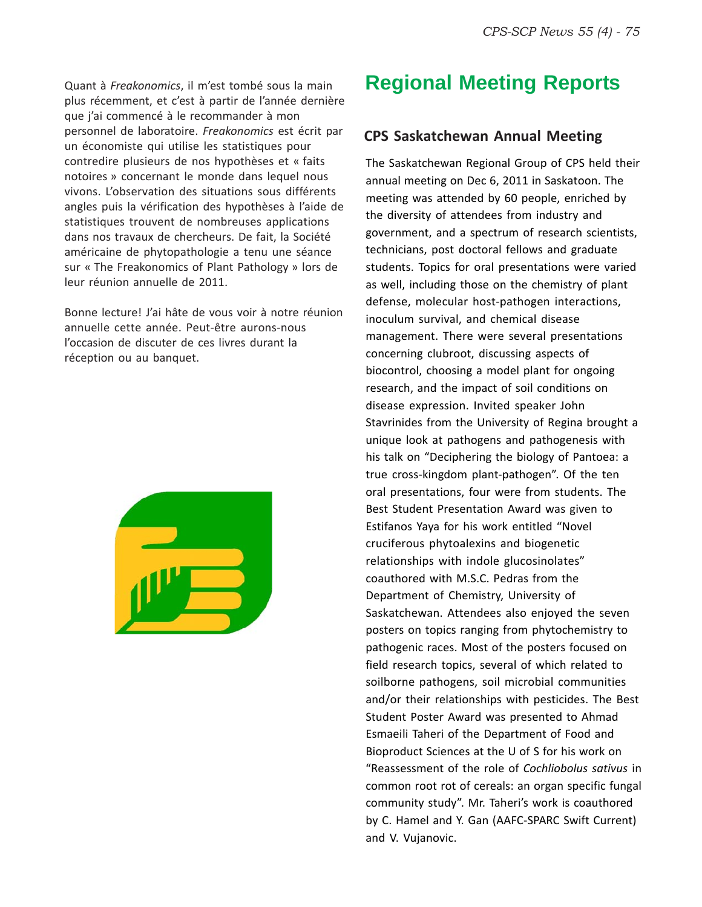Quant à *Freakonomics*, il m'est tombé sous la main plus récemment, et c'est à partir de l'année dernière que j'ai commencé à le recommander à mon personnel de laboratoire. *Freakonomics* est écrit par un économiste qui utilise les statistiques pour contredire plusieurs de nos hypothèses et « faits notoires » concernant le monde dans lequel nous vivons. L'observation des situations sous différents angles puis la vérification des hypothèses à l'aide de statistiques trouvent de nombreuses applications dans nos travaux de chercheurs. De fait, la Société américaine de phytopathologie a tenu une séance sur « The Freakonomics of Plant Pathology » lors de leur réunion annuelle de 2011.

Bonne lecture! J'ai hâte de vous voir à notre réunion annuelle cette année. Peut-être aurons-nous l'occasion de discuter de ces livres durant la réception ou au banquet.

# Regional Meeting Reports

## CPS Saskatchewan Annual Meeting

The Saskatchewan Regional Group of CPS held their annual meeting on Dec 6, 2011 in Saskatoon. The meeting was attended by 60 people, enriched by the diversity of attendees from industry and government, and a spectrum of research scientists, technicians, post doctoral fellows and graduate students. Topics for oral presentations were varied as well, including those on the chemistry of plant defense, molecular host-pathogen interactions, inoculum survival, and chemical disease management. There were several presentations concerning clubroot, discussing aspects of biocontrol, choosing a model plant for ongoing research, and the impact of soil conditions on disease expression. Invited speaker John Stavrinides from the University of Regina brought a unique look at pathogens and pathogenesis with his talk on "Deciphering the biology of Pantoea: a true cross-kingdom plant-pathogen". Of the ten oral presentations, four were from students. The Best Student Presentation Award was given to Estifanos Yaya for his work entitled "Novel cruciferous phytoalexins and biogenetic relationships with indole glucosinolates" coauthored with M.S.C. Pedras from the Department of Chemistry, University of Saskatchewan. Attendees also enjoyed the seven posters on topics ranging from phytochemistry to pathogenic races. Most of the posters focused on field research topics, several of which related to soilborne pathogens, soil microbial communities and/or their relationships with pesticides. The Best Student Poster Award was presented to Ahmad Esmaeili Taheri of the Department of Food and Bioproduct Sciences at the U of S for his work on "Reassessment of the role of *Cochliobolus sativus* in common root rot of cereals: an organ specific fungal community study". Mr. Taheri's work is coauthored by C. Hamel and Y. Gan (AAFC-SPARC Swift Current) and V. Vujanovic.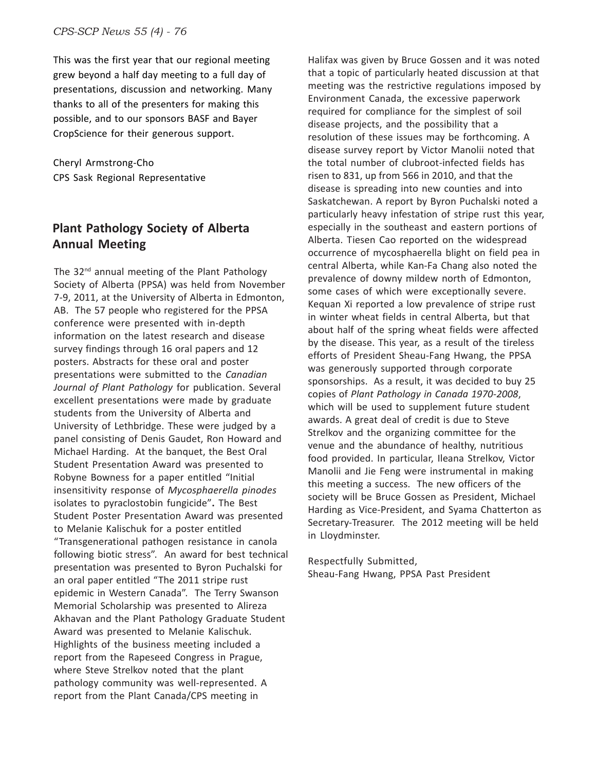This was the first year that our regional meeting grew beyond a half day meeting to a full day of presentations, discussion and networking. Many thanks to all of the presenters for making this possible, and to our sponsors BASF and Bayer CropScience for their generous support.

Cheryl Armstrong-Cho
CPS Sask Regional Representative

## Plant Pathology Society of Alberta Annual Meeting

The 32nd annual meeting of the Plant Pathology Society of Alberta (PPSA) was held from November 7-9, 2011, at the University of Alberta in Edmonton, AB. The 57 people who registered for the PPSA conference were presented with in-depth information on the latest research and disease survey findings through 16 oral papers and 12 posters. Abstracts for these oral and poster presentations were submitted to the *Canadian Journal of Plant Pathology* for publication. Several excellent presentations were made by graduate students from the University of Alberta and University of Lethbridge. These were judged by a panel consisting of Denis Gaudet, Ron Howard and Michael Harding. At the banquet, the Best Oral Student Presentation Award was presented to Robyne Bowness for a paper entitled "Initial insensitivity response of *Mycosphaerella pinodes* isolates to pyraclostobin fungicide"**.** The Best Student Poster Presentation Award was presented to Melanie Kalischuk for a poster entitled "Transgenerational pathogen resistance in canola following biotic stress". An award for best technical presentation was presented to Byron Puchalski for an oral paper entitled "The 2011 stripe rust epidemic in Western Canada". The Terry Swanson Memorial Scholarship was presented to Alireza Akhavan and the Plant Pathology Graduate Student Award was presented to Melanie Kalischuk. Highlights of the business meeting included a report from the Rapeseed Congress in Prague, where Steve Strelkov noted that the plant pathology community was well-represented. A report from the Plant Canada/CPS meeting in Halifax was given by Bruce Gossen and it was noted that a topic of particularly heated discussion at that meeting was the restrictive regulations imposed by Environment Canada, the excessive paperwork required for compliance for the simplest of soil disease projects, and the possibility that a resolution of these issues may be forthcoming. A disease survey report by Victor Manolii noted that the total number of clubroot-infected fields has risen to 831, up from 566 in 2010, and that the disease is spreading into new counties and into Saskatchewan. A report by Byron Puchalski noted a particularly heavy infestation of stripe rust this year, especially in the southeast and eastern portions of Alberta. Tiesen Cao reported on the widespread occurrence of mycosphaerella blight on field pea in central Alberta, while Kan-Fa Chang also noted the prevalence of downy mildew north of Edmonton, some cases of which were exceptionally severe. Kequan Xi reported a low prevalence of stripe rust in winter wheat fields in central Alberta, but that about half of the spring wheat fields were affected by the disease. This year, as a result of the tireless efforts of President Sheau-Fang Hwang, the PPSA was generously supported through corporate sponsorships. As a result, it was decided to buy 25 copies of *Plant Pathology in Canada 1970-2008*, which will be used to supplement future student awards. A great deal of credit is due to Steve Strelkov and the organizing committee for the venue and the abundance of healthy, nutritious food provided. In particular, Ileana Strelkov, Victor Manolii and Jie Feng were instrumental in making this meeting a success. The new officers of the society will be Bruce Gossen as President, Michael Harding as Vice-President, and Syama Chatterton as Secretary-Treasurer. The 2012 meeting will be held in Lloydminster.

Respectfully Submitted,
Sheau-Fang Hwang, PPSA Past President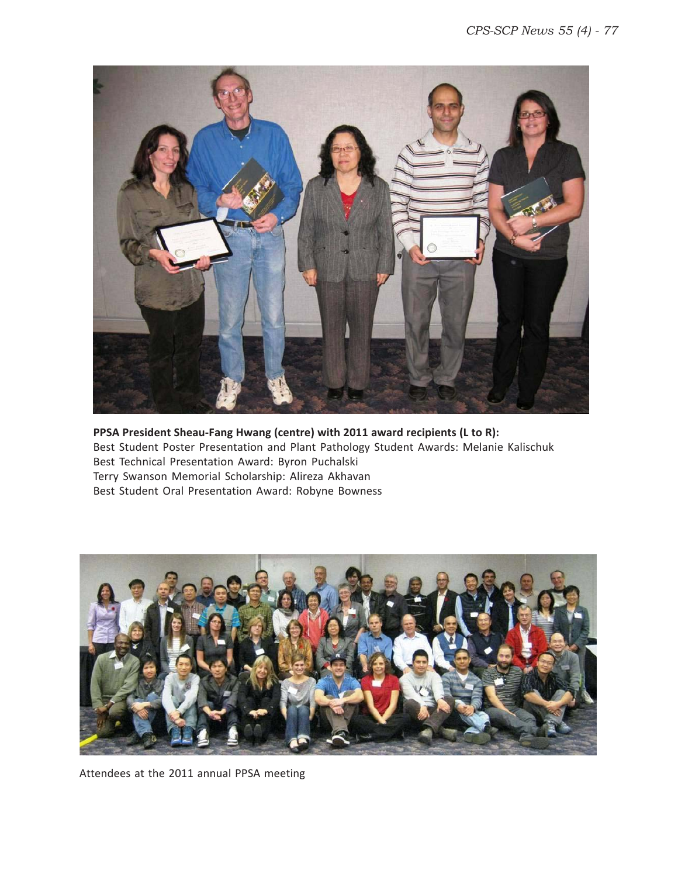**PPSA President Sheau-Fang Hwang (centre) with 2011 award recipients (L to R):**
Best Student Poster Presentation and Plant Pathology Student Awards: Melanie Kalischuk
Best Technical Presentation Award: Byron Puchalski
Terry Swanson Memorial Scholarship: Alireza Akhavan
Best Student Oral Presentation Award: Robyne Bowness

Attendees at the 2011 annual PPSA meeting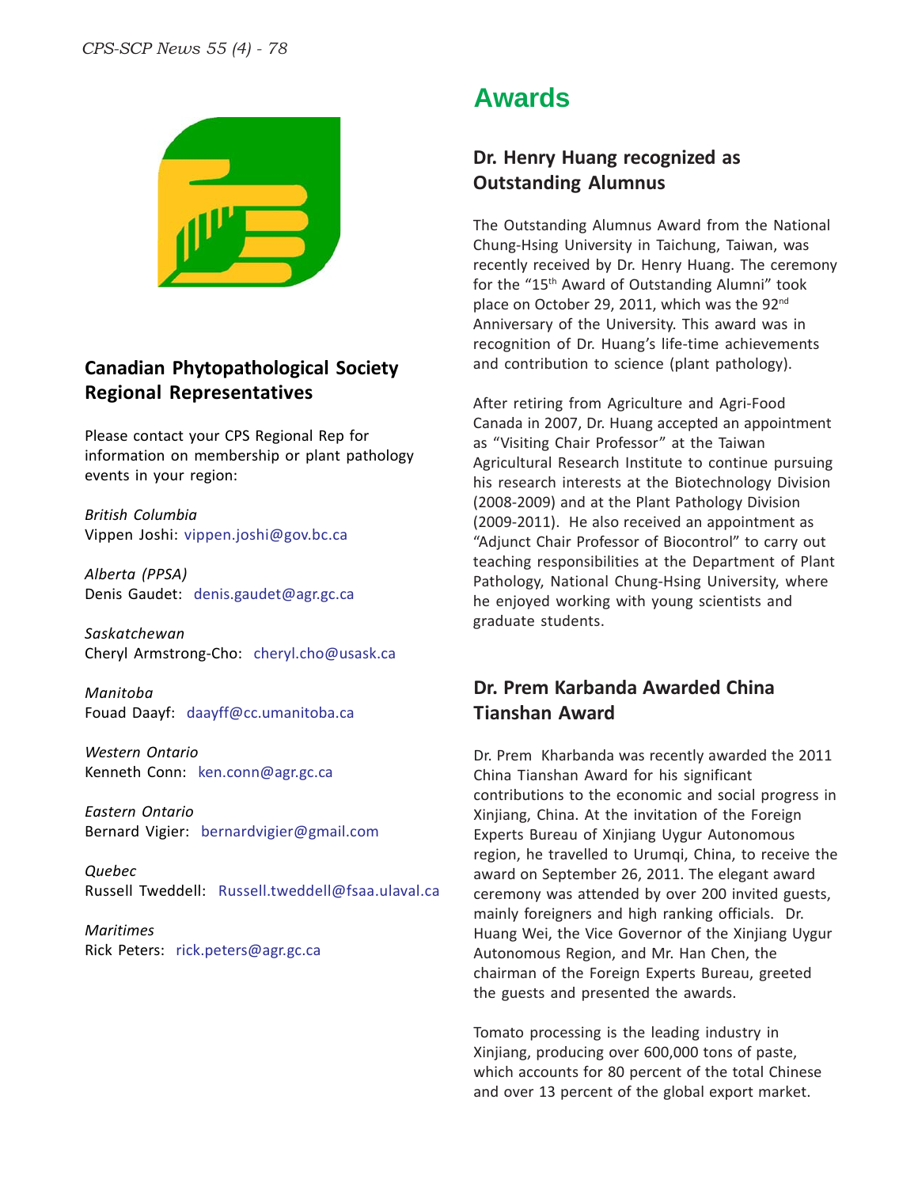## Canadian Phytopathological Society Regional Representatives

Please contact your CPS Regional Rep for information on membership or plant pathology events in your region:

*British Columbia*
Vippen Joshi: vippen.joshi@gov.bc.ca

*Alberta (PPSA)*
Denis Gaudet: denis.gaudet@agr.gc.ca

*Saskatchewan*
Cheryl Armstrong-Cho: cheryl.cho@usask.ca

*Manitoba*
Fouad Daayf: daayff@cc.umanitoba.ca

*Western Ontario*
Kenneth Conn: ken.conn@agr.gc.ca

*Eastern Ontario*
Bernard Vigier: bernardvigier@gmail.com

*Quebec*
Russell Tweddell: Russell.tweddell@fsaa.ulaval.ca

*Maritimes*
Rick Peters: rick.peters@agr.gc.ca

# Awards

## Dr. Henry Huang recognized as Outstanding Alumnus

The Outstanding Alumnus Award from the National Chung-Hsing University in Taichung, Taiwan, was recently received by Dr. Henry Huang. The ceremony for the "15th Award of Outstanding Alumni" took place on October 29, 2011, which was the 92nd Anniversary of the University. This award was in recognition of Dr. Huang's life-time achievements and contribution to science (plant pathology).

After retiring from Agriculture and Agri-Food Canada in 2007, Dr. Huang accepted an appointment as "Visiting Chair Professor" at the Taiwan Agricultural Research Institute to continue pursuing his research interests at the Biotechnology Division (2008-2009) and at the Plant Pathology Division (2009-2011). He also received an appointment as "Adjunct Chair Professor of Biocontrol" to carry out teaching responsibilities at the Department of Plant Pathology, National Chung-Hsing University, where he enjoyed working with young scientists and graduate students.

## Dr. Prem Karbanda Awarded China Tianshan Award

Dr. Prem Kharbanda was recently awarded the 2011 China Tianshan Award for his significant contributions to the economic and social progress in Xinjiang, China. At the invitation of the Foreign Experts Bureau of Xinjiang Uygur Autonomous region, he travelled to Urumqi, China, to receive the award on September 26, 2011. The elegant award ceremony was attended by over 200 invited guests, mainly foreigners and high ranking officials. Dr. Huang Wei, the Vice Governor of the Xinjiang Uygur Autonomous Region, and Mr. Han Chen, the chairman of the Foreign Experts Bureau, greeted the guests and presented the awards.

Tomato processing is the leading industry in Xinjiang, producing over 600,000 tons of paste, which accounts for 80 percent of the total Chinese and over 13 percent of the global export market.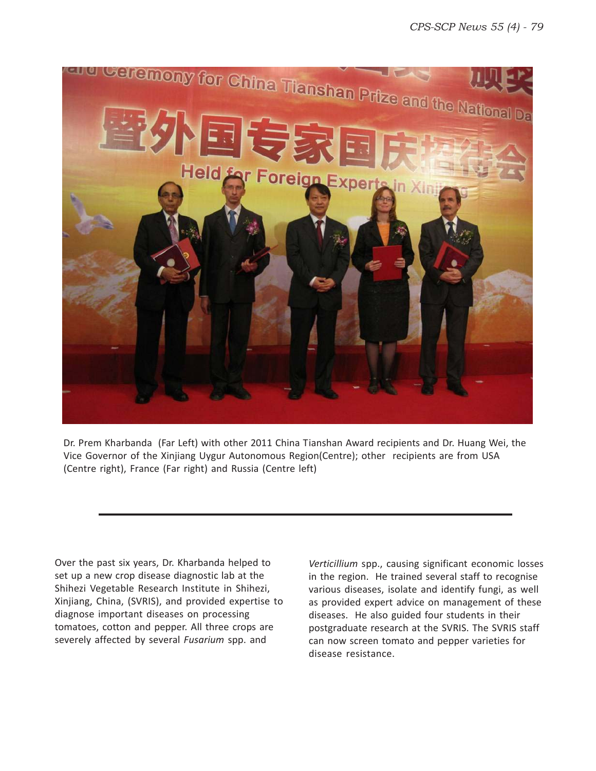Dr. Prem Kharbanda (Far Left) with other 2011 China Tianshan Award recipients and Dr. Huang Wei, the Vice Governor of the Xinjiang Uygur Autonomous Region(Centre); other recipients are from USA (Centre right), France (Far right) and Russia (Centre left)

---

Over the past six years, Dr. Kharbanda helped to set up a new crop disease diagnostic lab at the Shihezi Vegetable Research Institute in Shihezi, Xinjiang, China, (SVRIS), and provided expertise to diagnose important diseases on processing tomatoes, cotton and pepper. All three crops are severely affected by several *Fusarium* spp. and *Verticillium* spp., causing significant economic losses in the region. He trained several staff to recognise various diseases, isolate and identify fungi, as well as provided expert advice on management of these diseases. He also guided four students in their postgraduate research at the SVRIS. The SVRIS staff can now screen tomato and pepper varieties for disease resistance.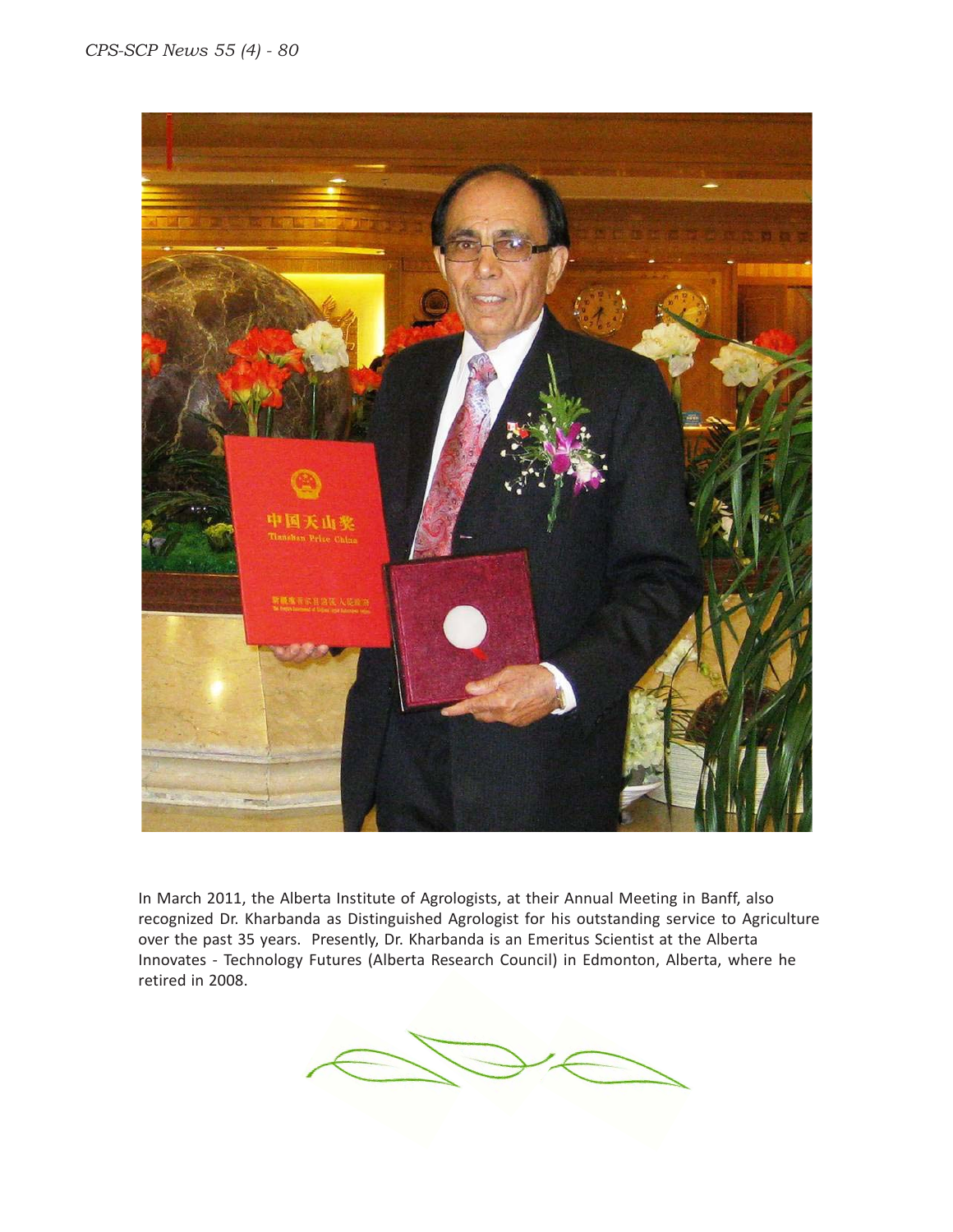In March 2011, the Alberta Institute of Agrologists, at their Annual Meeting in Banff, also recognized Dr. Kharbanda as Distinguished Agrologist for his outstanding service to Agriculture over the past 35 years. Presently, Dr. Kharbanda is an Emeritus Scientist at the Alberta Innovates - Technology Futures (Alberta Research Council) in Edmonton, Alberta, where he retired in 2008.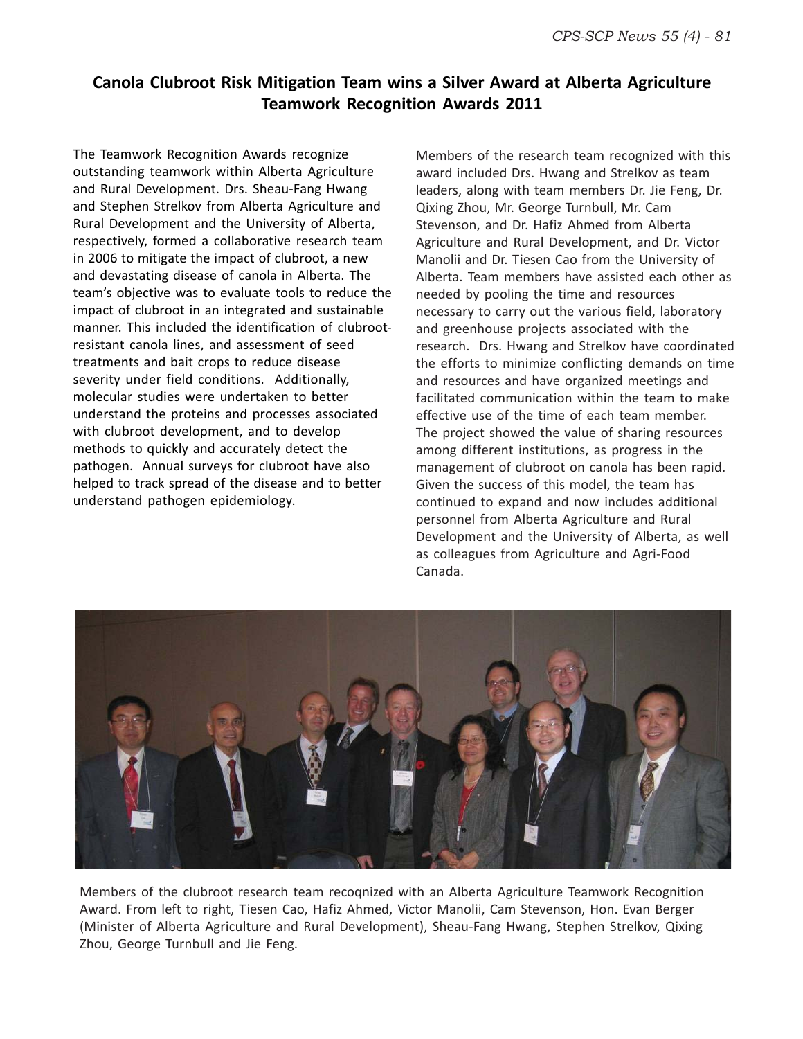## Canola Clubroot Risk Mitigation Team wins a Silver Award at Alberta Agriculture Teamwork Recognition Awards 2011

The Teamwork Recognition Awards recognize outstanding teamwork within Alberta Agriculture and Rural Development. Drs. Sheau-Fang Hwang and Stephen Strelkov from Alberta Agriculture and Rural Development and the University of Alberta, respectively, formed a collaborative research team in 2006 to mitigate the impact of clubroot, a new and devastating disease of canola in Alberta. The team's objective was to evaluate tools to reduce the impact of clubroot in an integrated and sustainable manner. This included the identification of clubroot-resistant canola lines, and assessment of seed treatments and bait crops to reduce disease severity under field conditions. Additionally, molecular studies were undertaken to better understand the proteins and processes associated with clubroot development, and to develop methods to quickly and accurately detect the pathogen. Annual surveys for clubroot have also helped to track spread of the disease and to better understand pathogen epidemiology.

Members of the research team recognized with this award included Drs. Hwang and Strelkov as team leaders, along with team members Dr. Jie Feng, Dr. Qixing Zhou, Mr. George Turnbull, Mr. Cam Stevenson, and Dr. Hafiz Ahmed from Alberta Agriculture and Rural Development, and Dr. Victor Manolii and Dr. Tiesen Cao from the University of Alberta. Team members have assisted each other as needed by pooling the time and resources necessary to carry out the various field, laboratory and greenhouse projects associated with the research. Drs. Hwang and Strelkov have coordinated the efforts to minimize conflicting demands on time and resources and have organized meetings and facilitated communication within the team to make effective use of the time of each team member. The project showed the value of sharing resources among different institutions, as progress in the management of clubroot on canola has been rapid. Given the success of this model, the team has continued to expand and now includes additional personnel from Alberta Agriculture and Rural Development and the University of Alberta, as well as colleagues from Agriculture and Agri-Food Canada.

Members of the clubroot research team recoqnized with an Alberta Agriculture Teamwork Recognition Award. From left to right, Tiesen Cao, Hafiz Ahmed, Victor Manolii, Cam Stevenson, Hon. Evan Berger (Minister of Alberta Agriculture and Rural Development), Sheau-Fang Hwang, Stephen Strelkov, Qixing Zhou, George Turnbull and Jie Feng.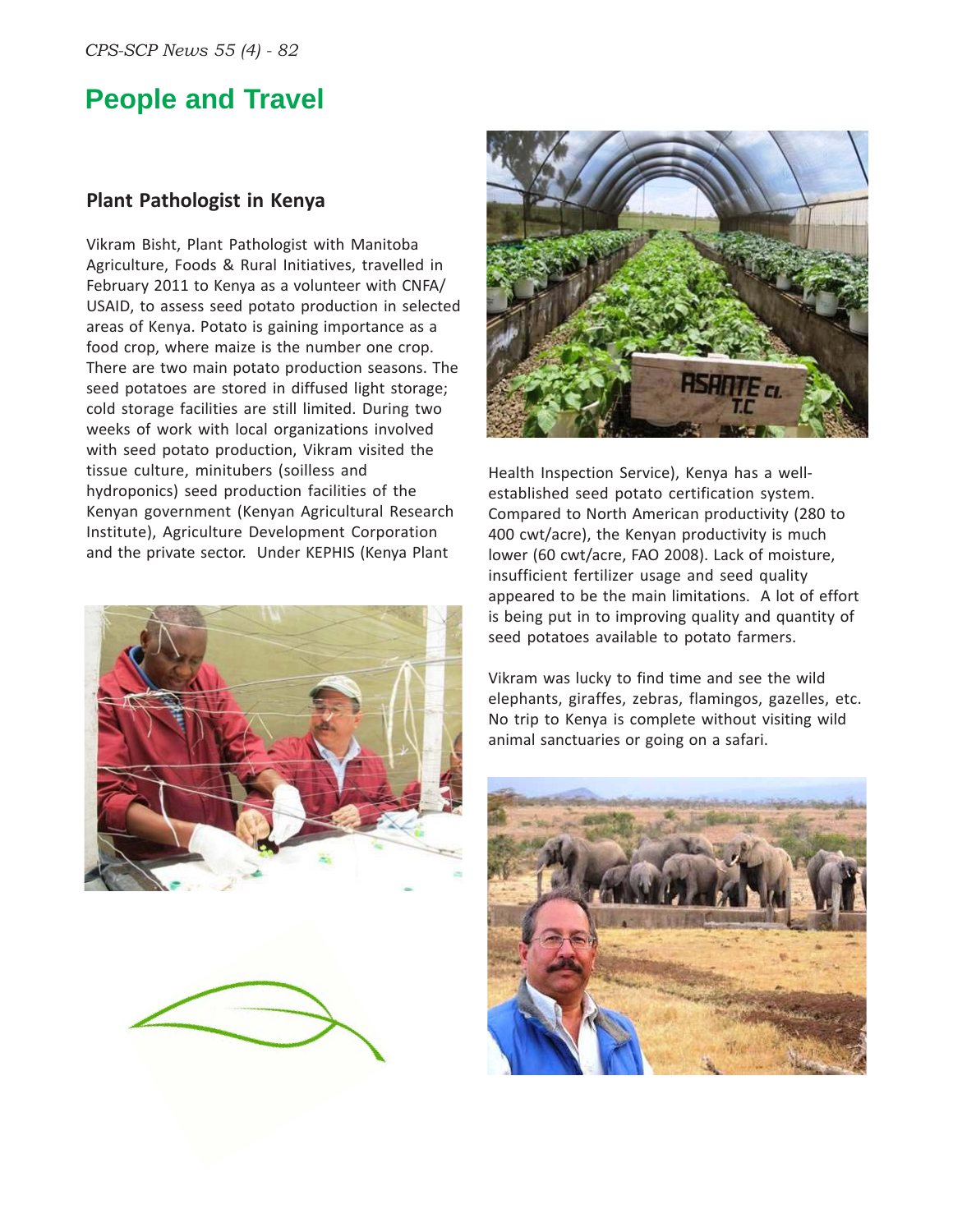## People and Travel

### Plant Pathologist in Kenya

Vikram Bisht, Plant Pathologist with Manitoba Agriculture, Foods & Rural Initiatives, travelled in February 2011 to Kenya as a volunteer with CNFA/USAID, to assess seed potato production in selected areas of Kenya. Potato is gaining importance as a food crop, where maize is the number one crop. There are two main potato production seasons. The seed potatoes are stored in diffused light storage; cold storage facilities are still limited. During two weeks of work with local organizations involved with seed potato production, Vikram visited the tissue culture, minitubers (soilless and hydroponics) seed production facilities of the Kenyan government (Kenyan Agricultural Research Institute), Agriculture Development Corporation and the private sector. Under KEPHIS (Kenya Plant Health Inspection Service), Kenya has a well-established seed potato certification system. Compared to North American productivity (280 to 400 cwt/acre), the Kenyan productivity is much lower (60 cwt/acre, FAO 2008). Lack of moisture, insufficient fertilizer usage and seed quality appeared to be the main limitations. A lot of effort is being put in to improving quality and quantity of seed potatoes available to potato farmers.

Vikram was lucky to find time and see the wild elephants, giraffes, zebras, flamingos, gazelles, etc. No trip to Kenya is complete without visiting wild animal sanctuaries or going on a safari.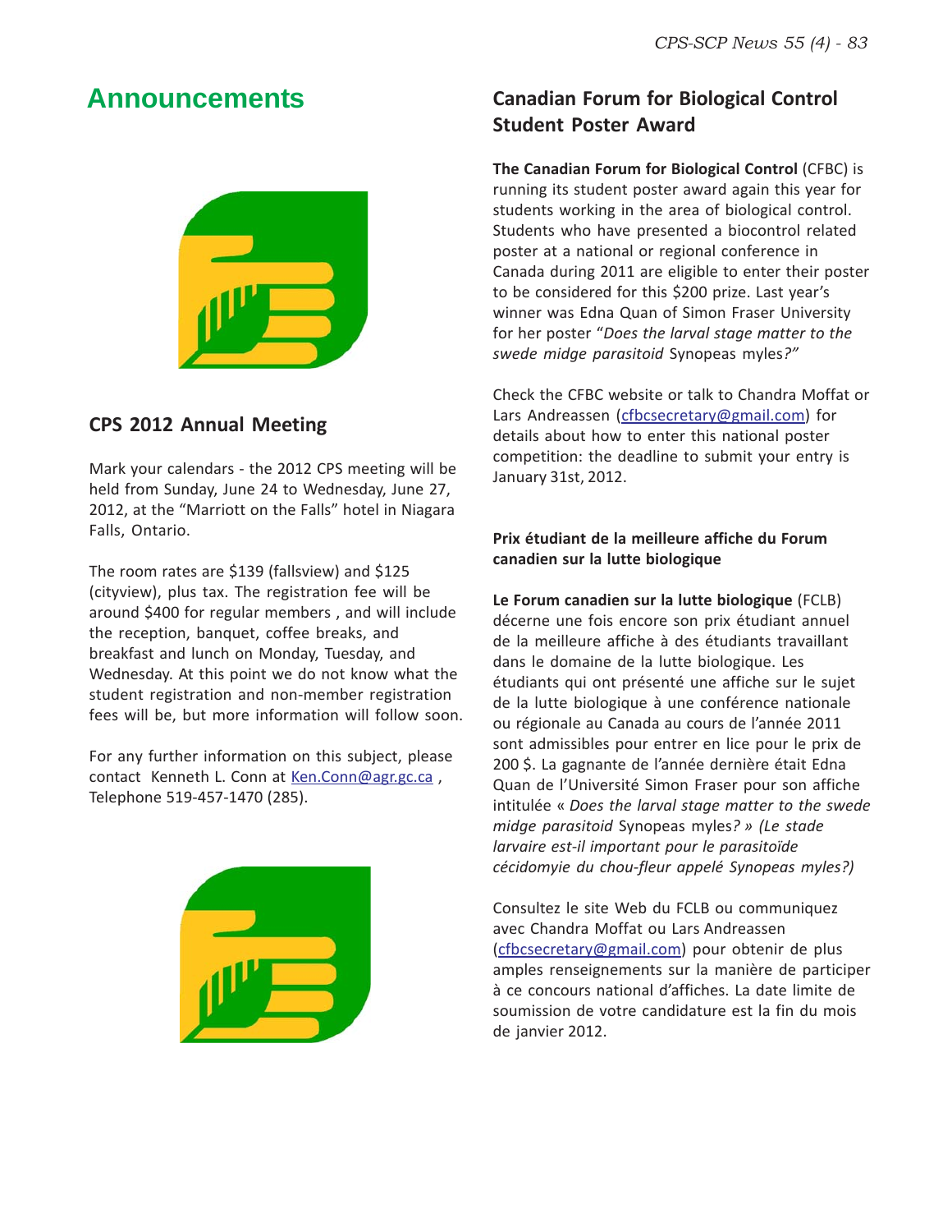# Announcements

## CPS 2012 Annual Meeting

Mark your calendars - the 2012 CPS meeting will be held from Sunday, June 24 to Wednesday, June 27, 2012, at the "Marriott on the Falls" hotel in Niagara Falls, Ontario.

The room rates are $139 (fallsview) and $125 (cityview), plus tax. The registration fee will be around $400 for regular members , and will include the reception, banquet, coffee breaks, and breakfast and lunch on Monday, Tuesday, and Wednesday. At this point we do not know what the student registration and non-member registration fees will be, but more information will follow soon.

For any further information on this subject, please contact Kenneth L. Conn at Ken.Conn@agr.gc.ca , Telephone 519-457-1470 (285).

## Canadian Forum for Biological Control Student Poster Award

**The Canadian Forum for Biological Control** (CFBC) is running its student poster award again this year for students working in the area of biological control. Students who have presented a biocontrol related poster at a national or regional conference in Canada during 2011 are eligible to enter their poster to be considered for this $200 prize. Last year's winner was Edna Quan of Simon Fraser University for her poster "*Does the larval stage matter to the swede midge parasitoid* Synopeas myles*?"*

Check the CFBC website or talk to Chandra Moffat or Lars Andreassen (cfbcsecretary@gmail.com) for details about how to enter this national poster competition: the deadline to submit your entry is January 31st, 2012.

### Prix étudiant de la meilleure affiche du Forum canadien sur la lutte biologique

**Le Forum canadien sur la lutte biologique** (FCLB) décerne une fois encore son prix étudiant annuel de la meilleure affiche à des étudiants travaillant dans le domaine de la lutte biologique. Les étudiants qui ont présenté une affiche sur le sujet de la lutte biologique à une conférence nationale ou régionale au Canada au cours de l'année 2011 sont admissibles pour entrer en lice pour le prix de 200 $. La gagnante de l'année dernière était Edna Quan de l'Université Simon Fraser pour son affiche intitulée « *Does the larval stage matter to the swede midge parasitoid* Synopeas myles*? » (Le stade larvaire est-il important pour le parasitoïde cécidomyie du chou-fleur appelé Synopeas myles?)*

Consultez le site Web du FCLB ou communiquez avec Chandra Moffat ou Lars Andreassen (cfbcsecretary@gmail.com) pour obtenir de plus amples renseignements sur la manière de participer à ce concours national d'affiches. La date limite de soumission de votre candidature est la fin du mois de janvier 2012.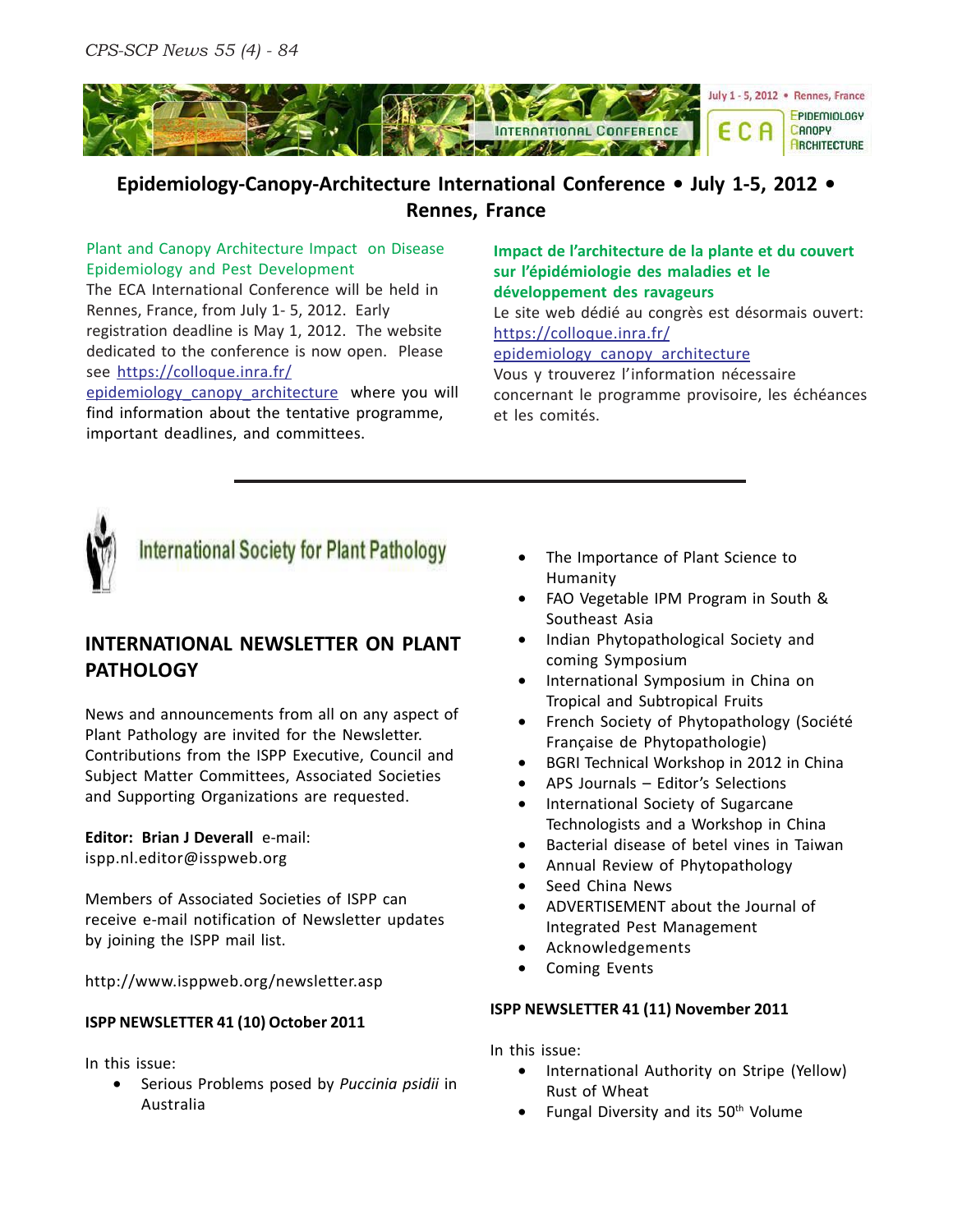## Epidemiology-Canopy-Architecture International Conference • July 1-5, 2012 • Rennes, France

### Plant and Canopy Architecture Impact on Disease Epidemiology and Pest Development

The ECA International Conference will be held in Rennes, France, from July 1- 5, 2012. Early registration deadline is May 1, 2012. The website dedicated to the conference is now open. Please see https://colloque.inra.fr/epidemiology_canopy_architecture where you will find information about the tentative programme, important deadlines, and committees.

### Impact de l'architecture de la plante et du couvert sur l'épidémiologie des maladies et le développement des ravageurs

Le site web dédié au congrès est désormais ouvert: https://colloque.inra.fr/epidemiology_canopy_architecture Vous y trouverez l'information nécessaire concernant le programme provisoire, les échéances et les comités.

---

International Society for Plant Pathology

## INTERNATIONAL NEWSLETTER ON PLANT PATHOLOGY

News and announcements from all on any aspect of Plant Pathology are invited for the Newsletter. Contributions from the ISPP Executive, Council and Subject Matter Committees, Associated Societies and Supporting Organizations are requested.

**Editor: Brian J Deverall** e-mail: ispp.nl.editor@isspweb.org

Members of Associated Societies of ISPP can receive e-mail notification of Newsletter updates by joining the ISPP mail list.

http://www.isppweb.org/newsletter.asp

**ISPP NEWSLETTER 41 (10) October 2011**

In this issue:

- Serious Problems posed by *Puccinia psidii* in Australia
- The Importance of Plant Science to Humanity
- FAO Vegetable IPM Program in South & Southeast Asia
- Indian Phytopathological Society and coming Symposium
- International Symposium in China on Tropical and Subtropical Fruits
- French Society of Phytopathology (Société Française de Phytopathologie)
- BGRI Technical Workshop in 2012 in China
- APS Journals – Editor's Selections
- International Society of Sugarcane Technologists and a Workshop in China
- Bacterial disease of betel vines in Taiwan
- Annual Review of Phytopathology
- Seed China News
- ADVERTISEMENT about the Journal of Integrated Pest Management
- Acknowledgements
- Coming Events

**ISPP NEWSLETTER 41 (11) November 2011**

In this issue:

- International Authority on Stripe (Yellow) Rust of Wheat
- Fungal Diversity and its 50th Volume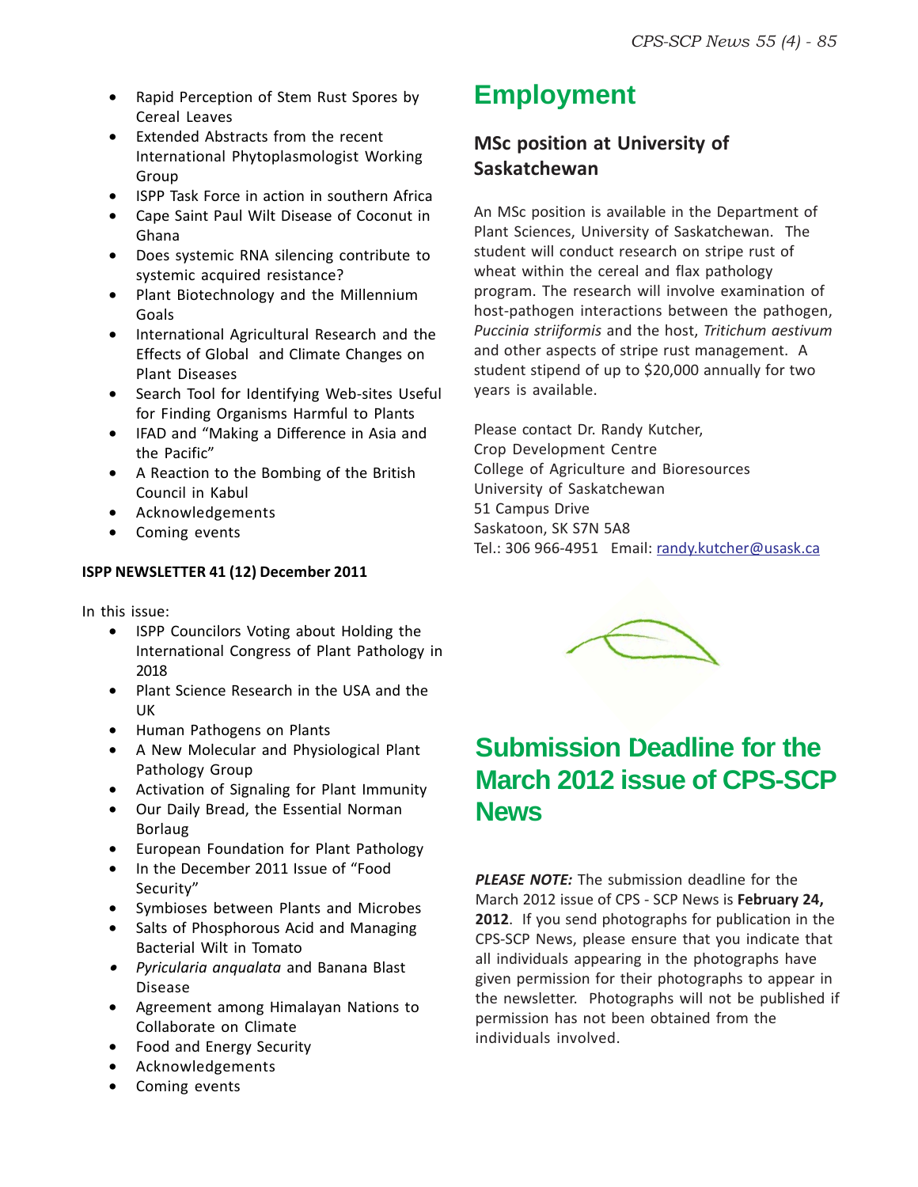- Rapid Perception of Stem Rust Spores by Cereal Leaves
- Extended Abstracts from the recent International Phytoplasmologist Working Group
- ISPP Task Force in action in southern Africa
- Cape Saint Paul Wilt Disease of Coconut in Ghana
- Does systemic RNA silencing contribute to systemic acquired resistance?
- Plant Biotechnology and the Millennium Goals
- International Agricultural Research and the Effects of Global and Climate Changes on Plant Diseases
- Search Tool for Identifying Web-sites Useful for Finding Organisms Harmful to Plants
- IFAD and "Making a Difference in Asia and the Pacific"
- A Reaction to the Bombing of the British Council in Kabul
- Acknowledgements
- Coming events

**ISPP NEWSLETTER 41 (12) December 2011**

In this issue:

- ISPP Councilors Voting about Holding the International Congress of Plant Pathology in 2018
- Plant Science Research in the USA and the UK
- Human Pathogens on Plants
- A New Molecular and Physiological Plant Pathology Group
- Activation of Signaling for Plant Immunity
- Our Daily Bread, the Essential Norman Borlaug
- European Foundation for Plant Pathology
- In the December 2011 Issue of "Food Security"
- Symbioses between Plants and Microbes
- Salts of Phosphorous Acid and Managing Bacterial Wilt in Tomato
- *Pyricularia anqualata* and Banana Blast Disease
- Agreement among Himalayan Nations to Collaborate on Climate
- Food and Energy Security
- Acknowledgements
- Coming events

# Employment

## MSc position at University of Saskatchewan

An MSc position is available in the Department of Plant Sciences, University of Saskatchewan. The student will conduct research on stripe rust of wheat within the cereal and flax pathology program. The research will involve examination of host-pathogen interactions between the pathogen, *Puccinia striiformis* and the host, *Triticum aestivum* and other aspects of stripe rust management. A student stipend of up to $20,000 annually for two years is available.

Please contact Dr. Randy Kutcher,
Crop Development Centre
College of Agriculture and Bioresources
University of Saskatchewan
51 Campus Drive
Saskatoon, SK S7N 5A8
Tel.: 306 966-4951 Email: randy.kutcher@usask.ca

# Submission Deadline for the March 2012 issue of CPS-SCP News

***PLEASE NOTE:*** The submission deadline for the March 2012 issue of CPS - SCP News is **February 24, 2012**. If you send photographs for publication in the CPS-SCP News, please ensure that you indicate that all individuals appearing in the photographs have given permission for their photographs to appear in the newsletter. Photographs will not be published if permission has not been obtained from the individuals involved.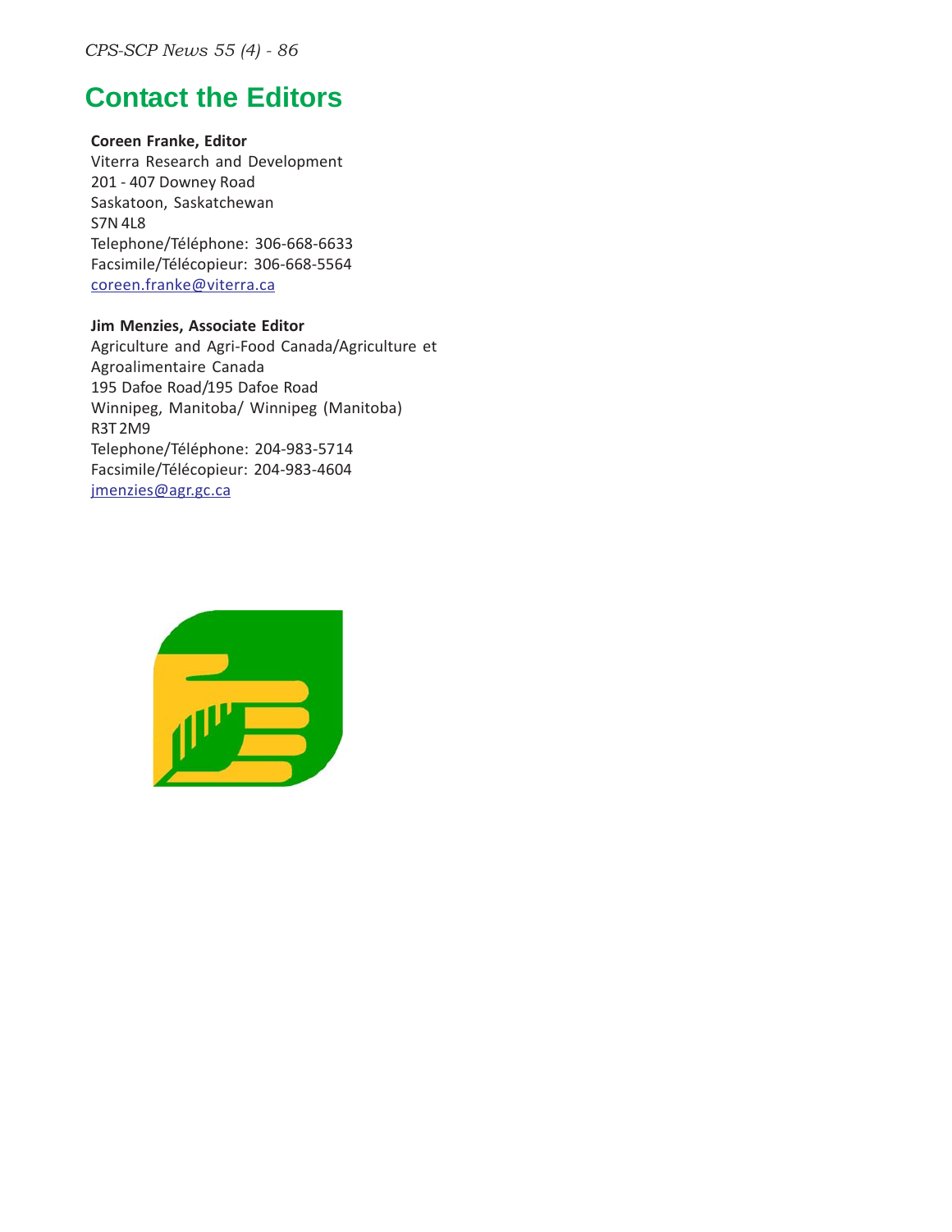# Contact the Editors

**Coreen Franke, Editor**
Viterra Research and Development
201 - 407 Downey Road
Saskatoon, Saskatchewan
S7N 4L8
Telephone/Téléphone: 306-668-6633
Facsimile/Télécopieur: 306-668-5564
coreen.franke@viterra.ca

**Jim Menzies, Associate Editor**
Agriculture and Agri-Food Canada/Agriculture et Agroalimentaire Canada
195 Dafoe Road/195 Dafoe Road
Winnipeg, Manitoba/ Winnipeg (Manitoba)
R3T 2M9
Telephone/Téléphone: 204-983-5714
Facsimile/Télécopieur: 204-983-4604
jmenzies@agr.gc.ca